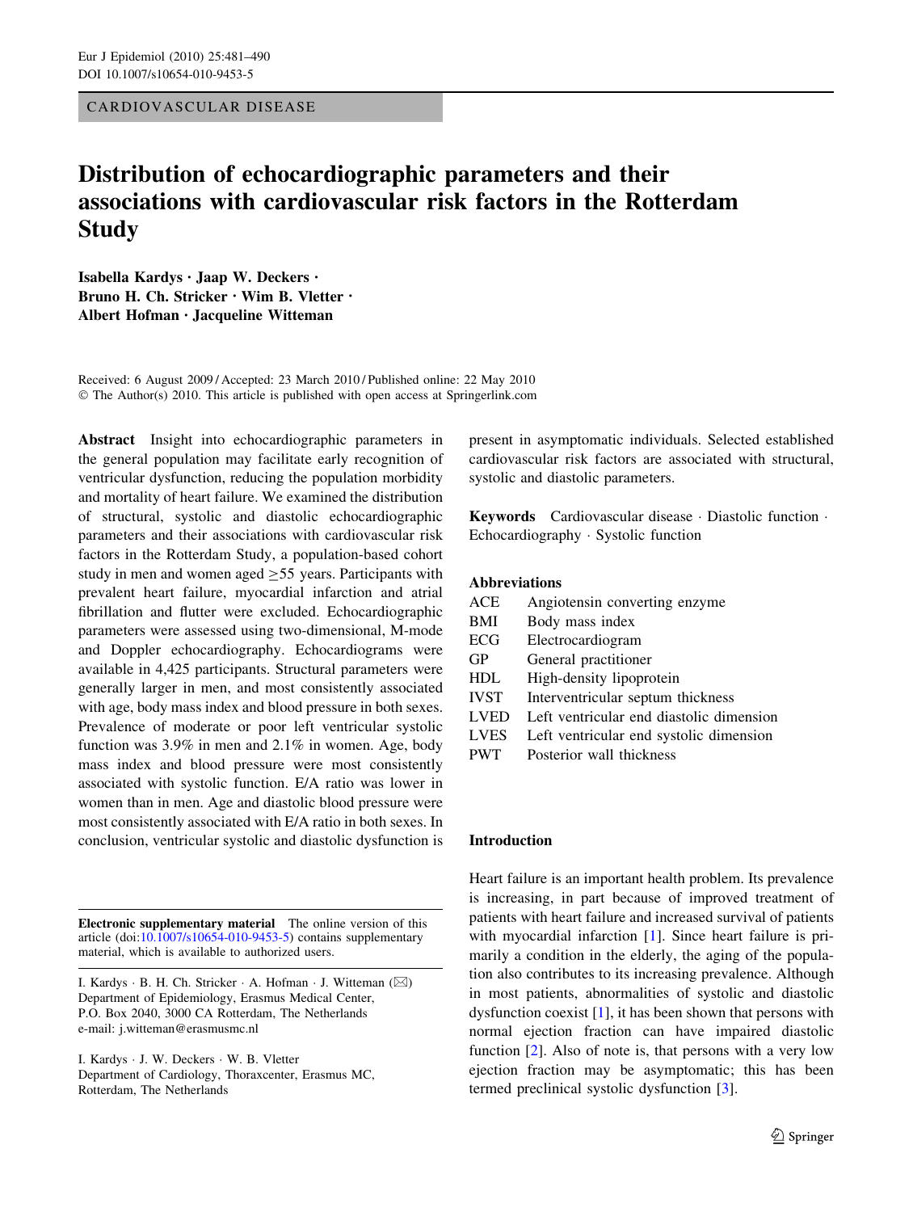CARDIOVASCULAR DISEASE

# Distribution of echocardiographic parameters and their associations with cardiovascular risk factors in the Rotterdam Study

**Isabella Kardys · Jaap W. Deckers · Bruno H. Ch. Stricker · Wim B. Vletter · Albert Hofman · Jacqueline Witteman**

Received: 6 August 2009 / Accepted: 23 March 2010 / Published online: 22 May 2010
© The Author(s) 2010. This article is published with open access at Springerlink.com

**Abstract** Insight into echocardiographic parameters in the general population may facilitate early recognition of ventricular dysfunction, reducing the population morbidity and mortality of heart failure. We examined the distribution of structural, systolic and diastolic echocardiographic parameters and their associations with cardiovascular risk factors in the Rotterdam Study, a population-based cohort study in men and women aged ≥55 years. Participants with prevalent heart failure, myocardial infarction and atrial fibrillation and flutter were excluded. Echocardiographic parameters were assessed using two-dimensional, M-mode and Doppler echocardiography. Echocardiograms were available in 4,425 participants. Structural parameters were generally larger in men, and most consistently associated with age, body mass index and blood pressure in both sexes. Prevalence of moderate or poor left ventricular systolic function was 3.9% in men and 2.1% in women. Age, body mass index and blood pressure were most consistently associated with systolic function. E/A ratio was lower in women than in men. Age and diastolic blood pressure were most consistently associated with E/A ratio in both sexes. In conclusion, ventricular systolic and diastolic dysfunction is present in asymptomatic individuals. Selected established cardiovascular risk factors are associated with structural, systolic and diastolic parameters.

**Keywords** Cardiovascular disease · Diastolic function · Echocardiography · Systolic function

**Abbreviations**

| | |
|---|---|
| ACE | Angiotensin converting enzyme |
| BMI | Body mass index |
| ECG | Electrocardiogram |
| GP | General practitioner |
| HDL | High-density lipoprotein |
| IVST | Interventricular septum thickness |
| LVED | Left ventricular end diastolic dimension |
| LVES | Left ventricular end systolic dimension |
| PWT | Posterior wall thickness |

**Electronic supplementary material** The online version of this article (doi:10.1007/s10654-010-9453-5) contains supplementary material, which is available to authorized users.

I. Kardys · B. H. Ch. Stricker · A. Hofman · J. Witteman (✉)
Department of Epidemiology, Erasmus Medical Center, P.O. Box 2040, 3000 CA Rotterdam, The Netherlands
e-mail: j.witteman@erasmusmc.nl

I. Kardys · J. W. Deckers · W. B. Vletter
Department of Cardiology, Thoraxcenter, Erasmus MC, Rotterdam, The Netherlands

## Introduction

Heart failure is an important health problem. Its prevalence is increasing, in part because of improved treatment of patients with heart failure and increased survival of patients with myocardial infarction [1]. Since heart failure is primarily a condition in the elderly, the aging of the population also contributes to its increasing prevalence. Although in most patients, abnormalities of systolic and diastolic dysfunction coexist [1], it has been shown that persons with normal ejection fraction can have impaired diastolic function [2]. Also of note is, that persons with a very low ejection fraction may be asymptomatic; this has been termed preclinical systolic dysfunction [3].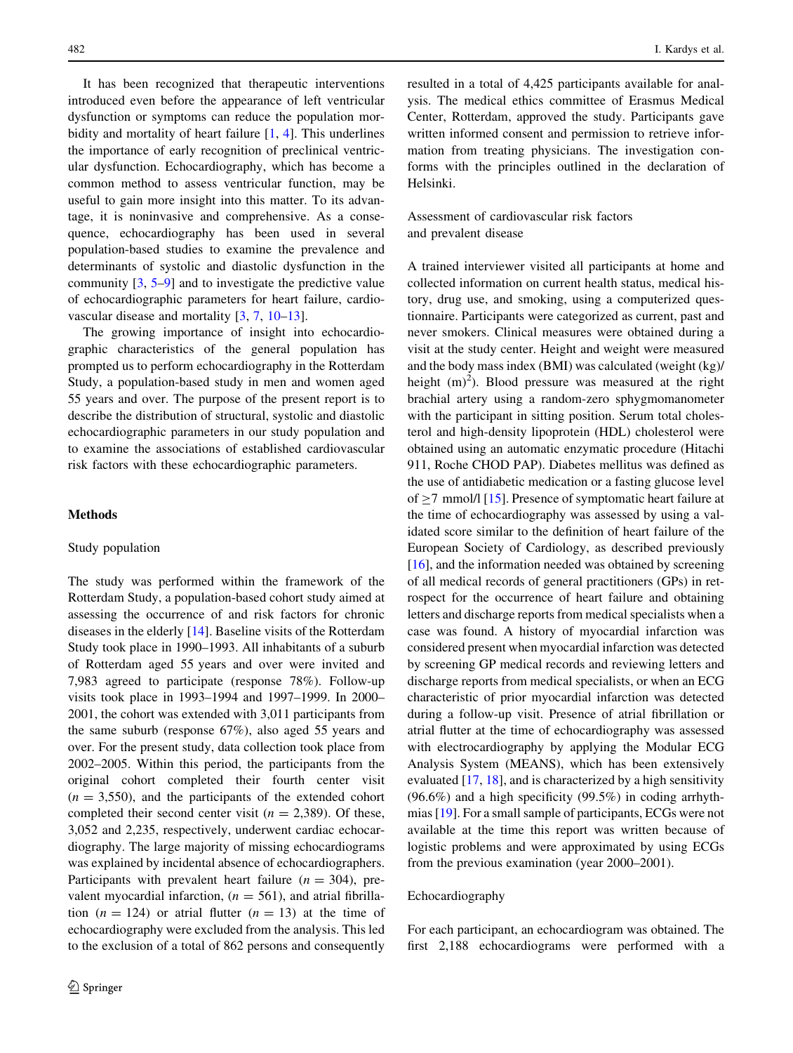It has been recognized that therapeutic interventions introduced even before the appearance of left ventricular dysfunction or symptoms can reduce the population morbidity and mortality of heart failure [1, 4]. This underlines the importance of early recognition of preclinical ventricular dysfunction. Echocardiography, which has become a common method to assess ventricular function, may be useful to gain more insight into this matter. To its advantage, it is noninvasive and comprehensive. As a consequence, echocardiography has been used in several population-based studies to examine the prevalence and determinants of systolic and diastolic dysfunction in the community [3, 5–9] and to investigate the predictive value of echocardiographic parameters for heart failure, cardiovascular disease and mortality [3, 7, 10–13].

The growing importance of insight into echocardiographic characteristics of the general population has prompted us to perform echocardiography in the Rotterdam Study, a population-based study in men and women aged 55 years and over. The purpose of the present report is to describe the distribution of structural, systolic and diastolic echocardiographic parameters in our study population and to examine the associations of established cardiovascular risk factors with these echocardiographic parameters.

## Methods

### Study population

The study was performed within the framework of the Rotterdam Study, a population-based cohort study aimed at assessing the occurrence of and risk factors for chronic diseases in the elderly [14]. Baseline visits of the Rotterdam Study took place in 1990–1993. All inhabitants of a suburb of Rotterdam aged 55 years and over were invited and 7,983 agreed to participate (response 78%). Follow-up visits took place in 1993–1994 and 1997–1999. In 2000–2001, the cohort was extended with 3,011 participants from the same suburb (response 67%), also aged 55 years and over. For the present study, data collection took place from 2002–2005. Within this period, the participants from the original cohort completed their fourth center visit ($n = 3{,}550$), and the participants of the extended cohort completed their second center visit ($n = 2{,}389$). Of these, 3,052 and 2,235, respectively, underwent cardiac echocardiography. The large majority of missing echocardiograms was explained by incidental absence of echocardiographers. Participants with prevalent heart failure ($n = 304$), prevalent myocardial infarction, ($n = 561$), and atrial fibrillation ($n = 124$) or atrial flutter ($n = 13$) at the time of echocardiography were excluded from the analysis. This led to the exclusion of a total of 862 persons and consequently resulted in a total of 4,425 participants available for analysis. The medical ethics committee of Erasmus Medical Center, Rotterdam, approved the study. Participants gave written informed consent and permission to retrieve information from treating physicians. The investigation conforms with the principles outlined in the declaration of Helsinki.

### Assessment of cardiovascular risk factors and prevalent disease

A trained interviewer visited all participants at home and collected information on current health status, medical history, drug use, and smoking, using a computerized questionnaire. Participants were categorized as current, past and never smokers. Clinical measures were obtained during a visit at the study center. Height and weight were measured and the body mass index (BMI) was calculated (weight (kg)/height (m)$^2$). Blood pressure was measured at the right brachial artery using a random-zero sphygmomanometer with the participant in sitting position. Serum total cholesterol and high-density lipoprotein (HDL) cholesterol were obtained using an automatic enzymatic procedure (Hitachi 911, Roche CHOD PAP). Diabetes mellitus was defined as the use of antidiabetic medication or a fasting glucose level of $\geq$7 mmol/l [15]. Presence of symptomatic heart failure at the time of echocardiography was assessed by using a validated score similar to the definition of heart failure of the European Society of Cardiology, as described previously [16], and the information needed was obtained by screening of all medical records of general practitioners (GPs) in retrospect for the occurrence of heart failure and obtaining letters and discharge reports from medical specialists when a case was found. A history of myocardial infarction was considered present when myocardial infarction was detected by screening GP medical records and reviewing letters and discharge reports from medical specialists, or when an ECG characteristic of prior myocardial infarction was detected during a follow-up visit. Presence of atrial fibrillation or atrial flutter at the time of echocardiography was assessed with electrocardiography by applying the Modular ECG Analysis System (MEANS), which has been extensively evaluated [17, 18], and is characterized by a high sensitivity (96.6%) and a high specificity (99.5%) in coding arrhythmias [19]. For a small sample of participants, ECGs were not available at the time this report was written because of logistic problems and were approximated by using ECGs from the previous examination (year 2000–2001).

### Echocardiography

For each participant, an echocardiogram was obtained. The first 2,188 echocardiograms were performed with a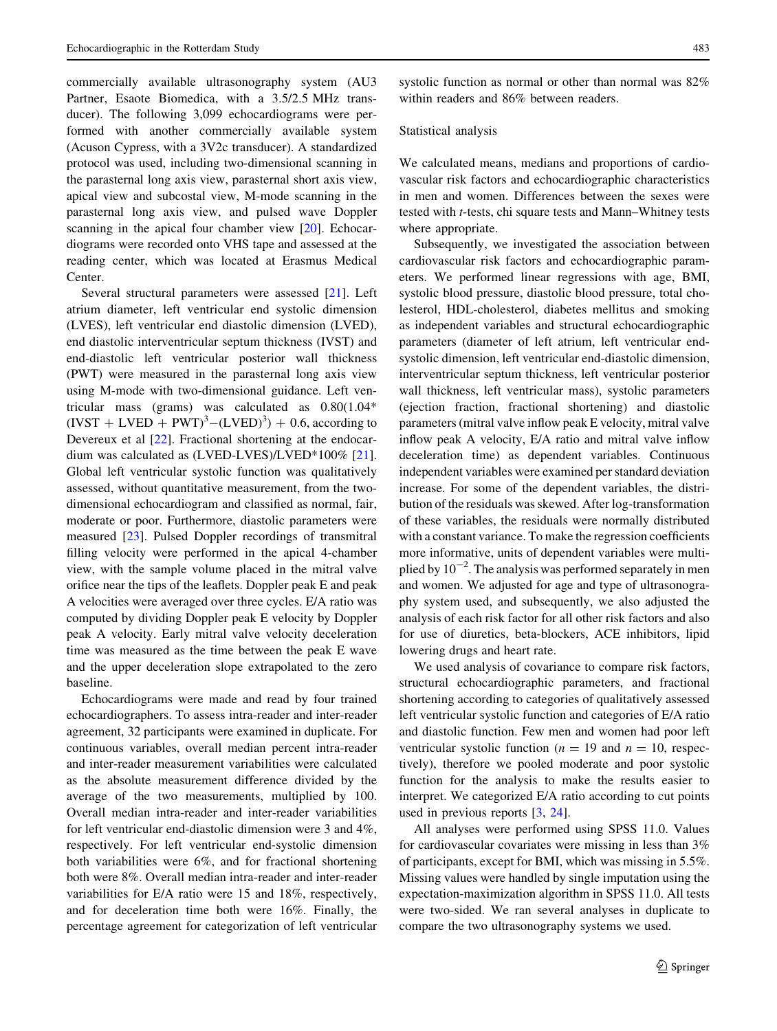commercially available ultrasonography system (AU3 Partner, Esaote Biomedica, with a 3.5/2.5 MHz transducer). The following 3,099 echocardiograms were performed with another commercially available system (Acuson Cypress, with a 3V2c transducer). A standardized protocol was used, including two-dimensional scanning in the parasternal long axis view, parasternal short axis view, apical view and subcostal view, M-mode scanning in the parasternal long axis view, and pulsed wave Doppler scanning in the apical four chamber view [20]. Echocardiograms were recorded onto VHS tape and assessed at the reading center, which was located at Erasmus Medical Center.

Several structural parameters were assessed [21]. Left atrium diameter, left ventricular end systolic dimension (LVES), left ventricular end diastolic dimension (LVED), end diastolic interventricular septum thickness (IVST) and end-diastolic left ventricular posterior wall thickness (PWT) were measured in the parasternal long axis view using M-mode with two-dimensional guidance. Left ventricular mass (grams) was calculated as $0.80(1.04^{*}(\text{IVST} + \text{LVED} + \text{PWT})^3 - (\text{LVED})^3) + 0.6$, according to Devereux et al [22]. Fractional shortening at the endocardium was calculated as (LVED-LVES)/LVED*100% [21]. Global left ventricular systolic function was qualitatively assessed, without quantitative measurement, from the two-dimensional echocardiogram and classified as normal, fair, moderate or poor. Furthermore, diastolic parameters were measured [23]. Pulsed Doppler recordings of transmitral filling velocity were performed in the apical 4-chamber view, with the sample volume placed in the mitral valve orifice near the tips of the leaflets. Doppler peak E and peak A velocities were averaged over three cycles. E/A ratio was computed by dividing Doppler peak E velocity by Doppler peak A velocity. Early mitral valve velocity deceleration time was measured as the time between the peak E wave and the upper deceleration slope extrapolated to the zero baseline.

Echocardiograms were made and read by four trained echocardiographers. To assess intra-reader and inter-reader agreement, 32 participants were examined in duplicate. For continuous variables, overall median percent intra-reader and inter-reader measurement variabilities were calculated as the absolute measurement difference divided by the average of the two measurements, multiplied by 100. Overall median intra-reader and inter-reader variabilities for left ventricular end-diastolic dimension were 3 and 4%, respectively. For left ventricular end-systolic dimension both variabilities were 6%, and for fractional shortening both were 8%. Overall median intra-reader and inter-reader variabilities for E/A ratio were 15 and 18%, respectively, and for deceleration time both were 16%. Finally, the percentage agreement for categorization of left ventricular systolic function as normal or other than normal was 82% within readers and 86% between readers.

## Statistical analysis

We calculated means, medians and proportions of cardiovascular risk factors and echocardiographic characteristics in men and women. Differences between the sexes were tested with *t*-tests, chi square tests and Mann–Whitney tests where appropriate.

Subsequently, we investigated the association between cardiovascular risk factors and echocardiographic parameters. We performed linear regressions with age, BMI, systolic blood pressure, diastolic blood pressure, total cholesterol, HDL-cholesterol, diabetes mellitus and smoking as independent variables and structural echocardiographic parameters (diameter of left atrium, left ventricular end-systolic dimension, left ventricular end-diastolic dimension, interventricular septum thickness, left ventricular posterior wall thickness, left ventricular mass), systolic parameters (ejection fraction, fractional shortening) and diastolic parameters (mitral valve inflow peak E velocity, mitral valve inflow peak A velocity, E/A ratio and mitral valve inflow deceleration time) as dependent variables. Continuous independent variables were examined per standard deviation increase. For some of the dependent variables, the distribution of the residuals was skewed. After log-transformation of these variables, the residuals were normally distributed with a constant variance. To make the regression coefficients more informative, units of dependent variables were multiplied by $10^{-2}$. The analysis was performed separately in men and women. We adjusted for age and type of ultrasonography system used, and subsequently, we also adjusted the analysis of each risk factor for all other risk factors and also for use of diuretics, beta-blockers, ACE inhibitors, lipid lowering drugs and heart rate.

We used analysis of covariance to compare risk factors, structural echocardiographic parameters, and fractional shortening according to categories of qualitatively assessed left ventricular systolic function and categories of E/A ratio and diastolic function. Few men and women had poor left ventricular systolic function ($n = 19$ and $n = 10$, respectively), therefore we pooled moderate and poor systolic function for the analysis to make the results easier to interpret. We categorized E/A ratio according to cut points used in previous reports [3, 24].

All analyses were performed using SPSS 11.0. Values for cardiovascular covariates were missing in less than 3% of participants, except for BMI, which was missing in 5.5%. Missing values were handled by single imputation using the expectation-maximization algorithm in SPSS 11.0. All tests were two-sided. We ran several analyses in duplicate to compare the two ultrasonography systems we used.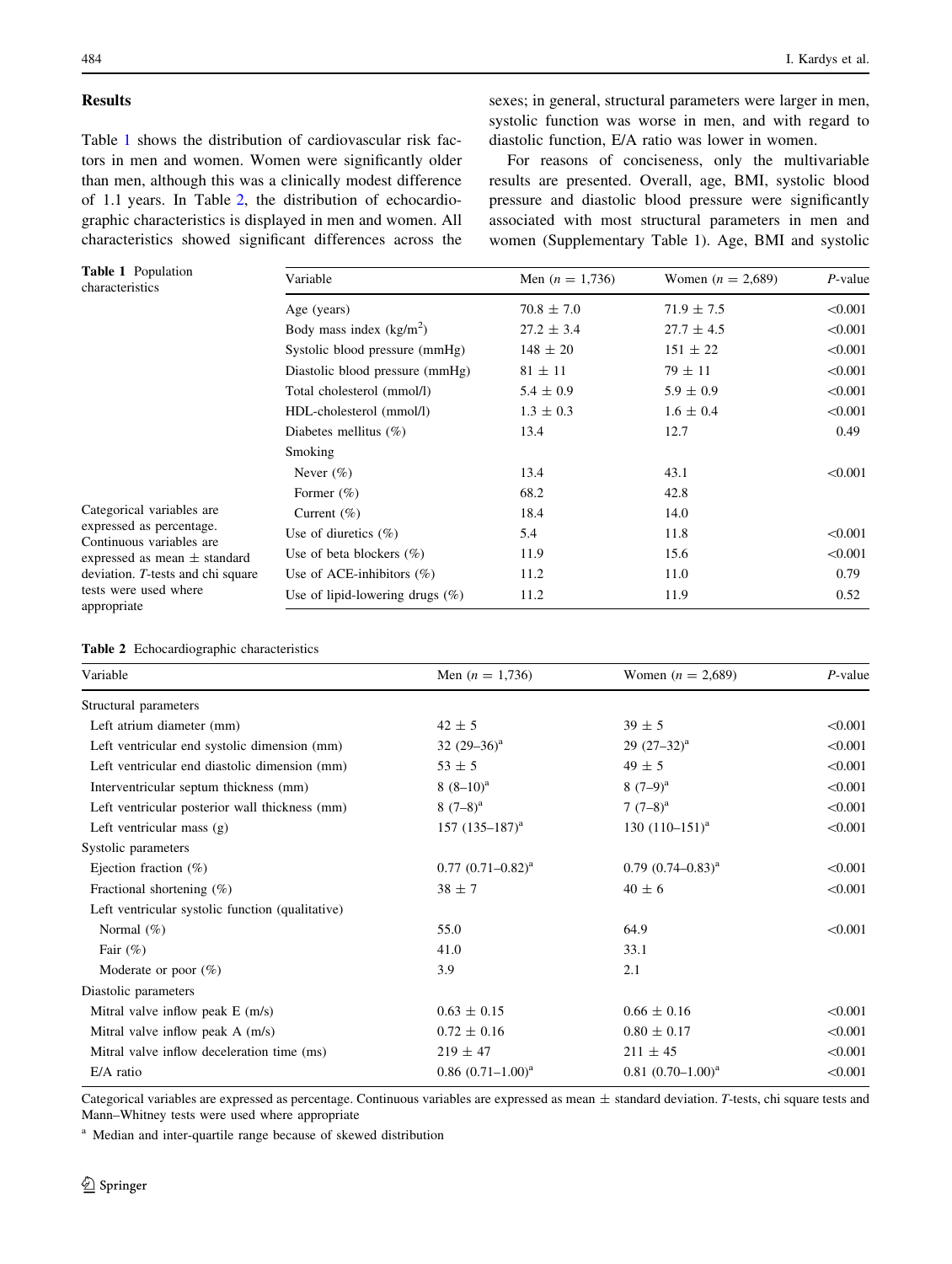## Results

Table 1 shows the distribution of cardiovascular risk factors in men and women. Women were significantly older than men, although this was a clinically modest difference of 1.1 years. In Table 2, the distribution of echocardiographic characteristics is displayed in men and women. All characteristics showed significant differences across the sexes; in general, structural parameters were larger in men, systolic function was worse in men, and with regard to diastolic function, E/A ratio was lower in women.

For reasons of conciseness, only the multivariable results are presented. Overall, age, BMI, systolic blood pressure and diastolic blood pressure were significantly associated with most structural parameters in men and women (Supplementary Table 1). Age, BMI and systolic

**Table 1** Population characteristics

| Variable | Men ($n$ = 1,736) | Women ($n$ = 2,689) | $P$-value |
|---|---|---|---|
| Age (years) | 70.8 ± 7.0 | 71.9 ± 7.5 | <0.001 |
| Body mass index (kg/m$^2$) | 27.2 ± 3.4 | 27.7 ± 4.5 | <0.001 |
| Systolic blood pressure (mmHg) | 148 ± 20 | 151 ± 22 | <0.001 |
| Diastolic blood pressure (mmHg) | 81 ± 11 | 79 ± 11 | <0.001 |
| Total cholesterol (mmol/l) | 5.4 ± 0.9 | 5.9 ± 0.9 | <0.001 |
| HDL-cholesterol (mmol/l) | 1.3 ± 0.3 | 1.6 ± 0.4 | <0.001 |
| Diabetes mellitus (%) | 13.4 | 12.7 | 0.49 |
| Smoking | | | |
| Never (%) | 13.4 | 43.1 | <0.001 |
| Former (%) | 68.2 | 42.8 | |
| Current (%) | 18.4 | 14.0 | |
| Use of diuretics (%) | 5.4 | 11.8 | <0.001 |
| Use of beta blockers (%) | 11.9 | 15.6 | <0.001 |
| Use of ACE-inhibitors (%) | 11.2 | 11.0 | 0.79 |
| Use of lipid-lowering drugs (%) | 11.2 | 11.9 | 0.52 |

Categorical variables are expressed as percentage. Continuous variables are expressed as mean ± standard deviation. $T$-tests and chi square tests were used where appropriate

**Table 2** Echocardiographic characteristics

| Variable | Men ($n$ = 1,736) | Women ($n$ = 2,689) | $P$-value |
|---|---|---|---|
| Structural parameters | | | |
| Left atrium diameter (mm) | 42 ± 5 | 39 ± 5 | <0.001 |
| Left ventricular end systolic dimension (mm) | 32 (29–36)[a] | 29 (27–32)[a] | <0.001 |
| Left ventricular end diastolic dimension (mm) | 53 ± 5 | 49 ± 5 | <0.001 |
| Interventricular septum thickness (mm) | 8 (8–10)[a] | 8 (7–9)[a] | <0.001 |
| Left ventricular posterior wall thickness (mm) | 8 (7–8)[a] | 7 (7–8)[a] | <0.001 |
| Left ventricular mass (g) | 157 (135–187)[a] | 130 (110–151)[a] | <0.001 |
| Systolic parameters | | | |
| Ejection fraction (%) | 0.77 (0.71–0.82)[a] | 0.79 (0.74–0.83)[a] | <0.001 |
| Fractional shortening (%) | 38 ± 7 | 40 ± 6 | <0.001 |
| Left ventricular systolic function (qualitative) | | | |
| Normal (%) | 55.0 | 64.9 | <0.001 |
| Fair (%) | 41.0 | 33.1 | |
| Moderate or poor (%) | 3.9 | 2.1 | |
| Diastolic parameters | | | |
| Mitral valve inflow peak E (m/s) | 0.63 ± 0.15 | 0.66 ± 0.16 | <0.001 |
| Mitral valve inflow peak A (m/s) | 0.72 ± 0.16 | 0.80 ± 0.17 | <0.001 |
| Mitral valve inflow deceleration time (ms) | 219 ± 47 | 211 ± 45 | <0.001 |
| E/A ratio | 0.86 (0.71–1.00)[a] | 0.81 (0.70–1.00)[a] | <0.001 |

Categorical variables are expressed as percentage. Continuous variables are expressed as mean ± standard deviation. $T$-tests, chi square tests and Mann–Whitney tests were used where appropriate

[a] Median and inter-quartile range because of skewed distribution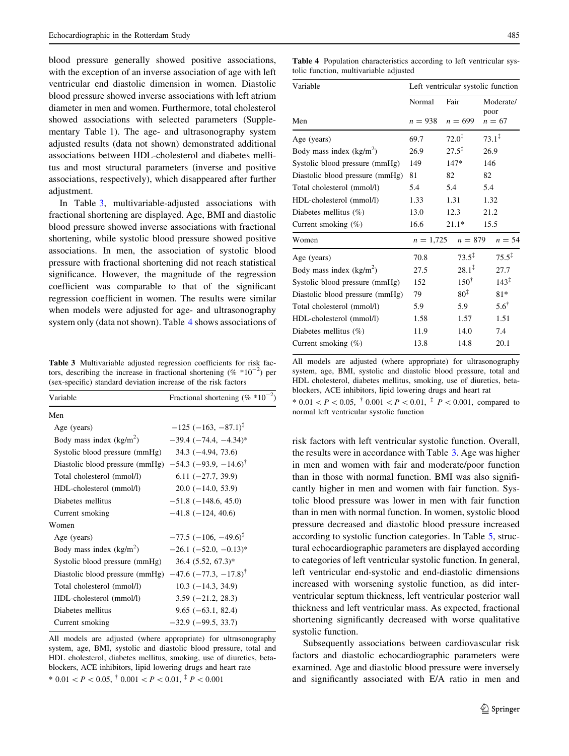blood pressure generally showed positive associations, with the exception of an inverse association of age with left ventricular end diastolic dimension in women. Diastolic blood pressure showed inverse associations with left atrium diameter in men and women. Furthermore, total cholesterol showed associations with selected parameters (Supplementary Table 1). The age- and ultrasonography system adjusted results (data not shown) demonstrated additional associations between HDL-cholesterol and diabetes mellitus and most structural parameters (inverse and positive associations, respectively), which disappeared after further adjustment.

In Table 3, multivariable-adjusted associations with fractional shortening are displayed. Age, BMI and diastolic blood pressure showed inverse associations with fractional shortening, while systolic blood pressure showed positive associations. In men, the association of systolic blood pressure with fractional shortening did not reach statistical significance. However, the magnitude of the regression coefficient was comparable to that of the significant regression coefficient in women. The results were similar when models were adjusted for age- and ultrasonography system only (data not shown). Table 4 shows associations of risk factors with left ventricular systolic function. Overall, the results were in accordance with Table 3. Age was higher in men and women with fair and moderate/poor function than in those with normal function. BMI was also significantly higher in men and women with fair function. Systolic blood pressure was lower in men with fair function than in men with normal function. In women, systolic blood pressure decreased and diastolic blood pressure increased according to systolic function categories. In Table 5, structural echocardiographic parameters are displayed according to categories of left ventricular systolic function. In general, left ventricular end-systolic and end-diastolic dimensions increased with worsening systolic function, as did interventricular septum thickness, left ventricular posterior wall thickness and left ventricular mass. As expected, fractional shortening significantly decreased with worse qualitative systolic function.

Subsequently associations between cardiovascular risk factors and diastolic echocardiographic parameters were examined. Age and diastolic blood pressure were inversely and significantly associated with E/A ratio in men and

**Table 3** Multivariable adjusted regression coefficients for risk factors, describing the increase in fractional shortening (% $*10^{-2}$) per (sex-specific) standard deviation increase of the risk factors

| Variable | Fractional shortening (% $*10^{-2}$) |
|---|---|
| Men | |
| Age (years) | −125 (−163, −87.1)‡ |
| Body mass index (kg/m²) | −39.4 (−74.4, −4.34)* |
| Systolic blood pressure (mmHg) | 34.3 (−4.94, 73.6) |
| Diastolic blood pressure (mmHg) | −54.3 (−93.9, −14.6)† |
| Total cholesterol (mmol/l) | 6.11 (−27.7, 39.9) |
| HDL-cholesterol (mmol/l) | 20.0 (−14.0, 53.9) |
| Diabetes mellitus | −51.8 (−148.6, 45.0) |
| Current smoking | −41.8 (−124, 40.6) |
| Women | |
| Age (years) | −77.5 (−106, −49.6)‡ |
| Body mass index (kg/m²) | −26.1 (−52.0, −0.13)* |
| Systolic blood pressure (mmHg) | 36.4 (5.52, 67.3)* |
| Diastolic blood pressure (mmHg) | −47.6 (−77.3, −17.8)† |
| Total cholesterol (mmol/l) | 10.3 (−14.3, 34.9) |
| HDL-cholesterol (mmol/l) | 3.59 (−21.2, 28.3) |
| Diabetes mellitus | 9.65 (−63.1, 82.4) |
| Current smoking | −32.9 (−99.5, 33.7) |

All models are adjusted (where appropriate) for ultrasonography system, age, BMI, systolic and diastolic blood pressure, total and HDL cholesterol, diabetes mellitus, smoking, use of diuretics, beta-blockers, ACE inhibitors, lipid lowering drugs and heart rate

* $0.01 < P < 0.05$, † $0.001 < P < 0.01$, ‡ $P < 0.001$

**Table 4** Population characteristics according to left ventricular systolic function, multivariable adjusted

| Variable | Left ventricular systolic function | | |
|---|---|---|---|
| | Normal | Fair | Moderate/poor |
| Men | n = 938 | n = 699 | n = 67 |
| Age (years) | 69.7 | 72.0‡ | 73.1‡ |
| Body mass index (kg/m²) | 26.9 | 27.5‡ | 26.9 |
| Systolic blood pressure (mmHg) | 149 | 147* | 146 |
| Diastolic blood pressure (mmHg) | 81 | 82 | 82 |
| Total cholesterol (mmol/l) | 5.4 | 5.4 | 5.4 |
| HDL-cholesterol (mmol/l) | 1.33 | 1.31 | 1.32 |
| Diabetes mellitus (%) | 13.0 | 12.3 | 21.2 |
| Current smoking (%) | 16.6 | 21.1* | 15.5 |
| Women | n = 1,725 | n = 879 | n = 54 |
| Age (years) | 70.8 | 73.5‡ | 75.5‡ |
| Body mass index (kg/m²) | 27.5 | 28.1‡ | 27.7 |
| Systolic blood pressure (mmHg) | 152 | 150† | 143‡ |
| Diastolic blood pressure (mmHg) | 79 | 80‡ | 81* |
| Total cholesterol (mmol/l) | 5.9 | 5.9 | 5.6† |
| HDL-cholesterol (mmol/l) | 1.58 | 1.57 | 1.51 |
| Diabetes mellitus (%) | 11.9 | 14.0 | 7.4 |
| Current smoking (%) | 13.8 | 14.8 | 20.1 |

All models are adjusted (where appropriate) for ultrasonography system, age, BMI, systolic and diastolic blood pressure, total and HDL cholesterol, diabetes mellitus, smoking, use of diuretics, beta-blockers, ACE inhibitors, lipid lowering drugs and heart rat

* $0.01 < P < 0.05$, † $0.001 < P < 0.01$, ‡ $P < 0.001$, compared to normal left ventricular systolic function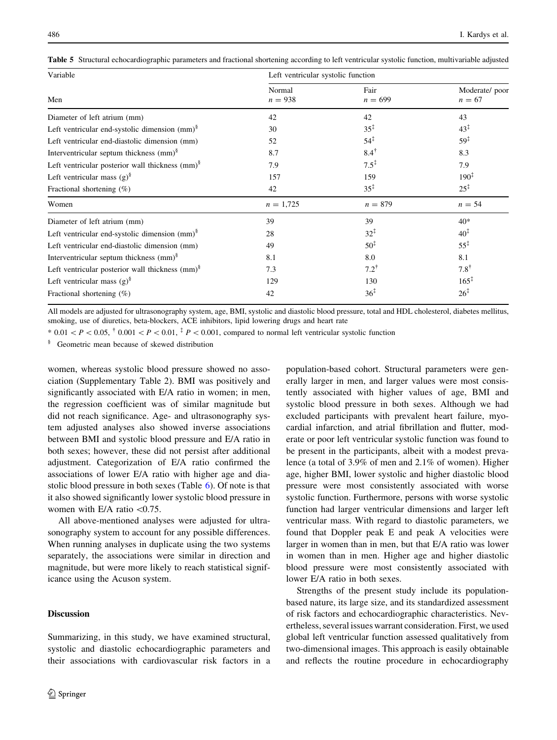**Table 5** Structural echocardiographic parameters and fractional shortening according to left ventricular systolic function, multivariable adjusted

| Variable | Left ventricular systolic function | | |
|---|---|---|---|
| Men | Normal $n = 938$ | Fair $n = 699$ | Moderate/ poor $n = 67$ |
| Diameter of left atrium (mm) | 42 | 42 | 43 |
| Left ventricular end-systolic dimension (mm)[§] | 30 | 35[‡] | 43[‡] |
| Left ventricular end-diastolic dimension (mm) | 52 | 54[‡] | 59[‡] |
| Interventricular septum thickness (mm)[§] | 8.7 | 8.4[†] | 8.3 |
| Left ventricular posterior wall thickness (mm)[§] | 7.9 | 7.5[‡] | 7.9 |
| Left ventricular mass (g)[§] | 157 | 159 | 190[‡] |
| Fractional shortening (%) | 42 | 35[‡] | 25[‡] |
| Women | $n = 1{,}725$ | $n = 879$ | $n = 54$ |
| Diameter of left atrium (mm) | 39 | 39 | 40* |
| Left ventricular end-systolic dimension (mm)[§] | 28 | 32[‡] | 40[‡] |
| Left ventricular end-diastolic dimension (mm) | 49 | 50[‡] | 55[‡] |
| Interventricular septum thickness (mm)[§] | 8.1 | 8.0 | 8.1 |
| Left ventricular posterior wall thickness (mm)[§] | 7.3 | 7.2[†] | 7.8[†] |
| Left ventricular mass (g)[§] | 129 | 130 | 165[‡] |
| Fractional shortening (%) | 42 | 36[‡] | 26[‡] |

All models are adjusted for ultrasonography system, age, BMI, systolic and diastolic blood pressure, total and HDL cholesterol, diabetes mellitus, smoking, use of diuretics, beta-blockers, ACE inhibitors, lipid lowering drugs and heart rate

* $0.01 < P < 0.05$, † $0.001 < P < 0.01$, ‡ $P < 0.001$, compared to normal left ventricular systolic function

§ Geometric mean because of skewed distribution

women, whereas systolic blood pressure showed no association (Supplementary Table 2). BMI was positively and significantly associated with E/A ratio in women; in men, the regression coefficient was of similar magnitude but did not reach significance. Age- and ultrasonography system adjusted analyses also showed inverse associations between BMI and systolic blood pressure and E/A ratio in both sexes; however, these did not persist after additional adjustment. Categorization of E/A ratio confirmed the associations of lower E/A ratio with higher age and diastolic blood pressure in both sexes (Table 6). Of note is that it also showed significantly lower systolic blood pressure in women with E/A ratio <0.75.

All above-mentioned analyses were adjusted for ultrasonography system to account for any possible differences. When running analyses in duplicate using the two systems separately, the associations were similar in direction and magnitude, but were more likely to reach statistical significance using the Acuson system.

## Discussion

Summarizing, in this study, we have examined structural, systolic and diastolic echocardiographic parameters and their associations with cardiovascular risk factors in a population-based cohort. Structural parameters were generally larger in men, and larger values were most consistently associated with higher values of age, BMI and systolic blood pressure in both sexes. Although we had excluded participants with prevalent heart failure, myocardial infarction, and atrial fibrillation and flutter, moderate or poor left ventricular systolic function was found to be present in the participants, albeit with a modest prevalence (a total of 3.9% of men and 2.1% of women). Higher age, higher BMI, lower systolic and higher diastolic blood pressure were most consistently associated with worse systolic function. Furthermore, persons with worse systolic function had larger ventricular dimensions and larger left ventricular mass. With regard to diastolic parameters, we found that Doppler peak E and peak A velocities were larger in women than in men, but that E/A ratio was lower in women than in men. Higher age and higher diastolic blood pressure were most consistently associated with lower E/A ratio in both sexes.

Strengths of the present study include its population-based nature, its large size, and its standardized assessment of risk factors and echocardiographic characteristics. Nevertheless, several issues warrant consideration. First, we used global left ventricular function assessed qualitatively from two-dimensional images. This approach is easily obtainable and reflects the routine procedure in echocardiography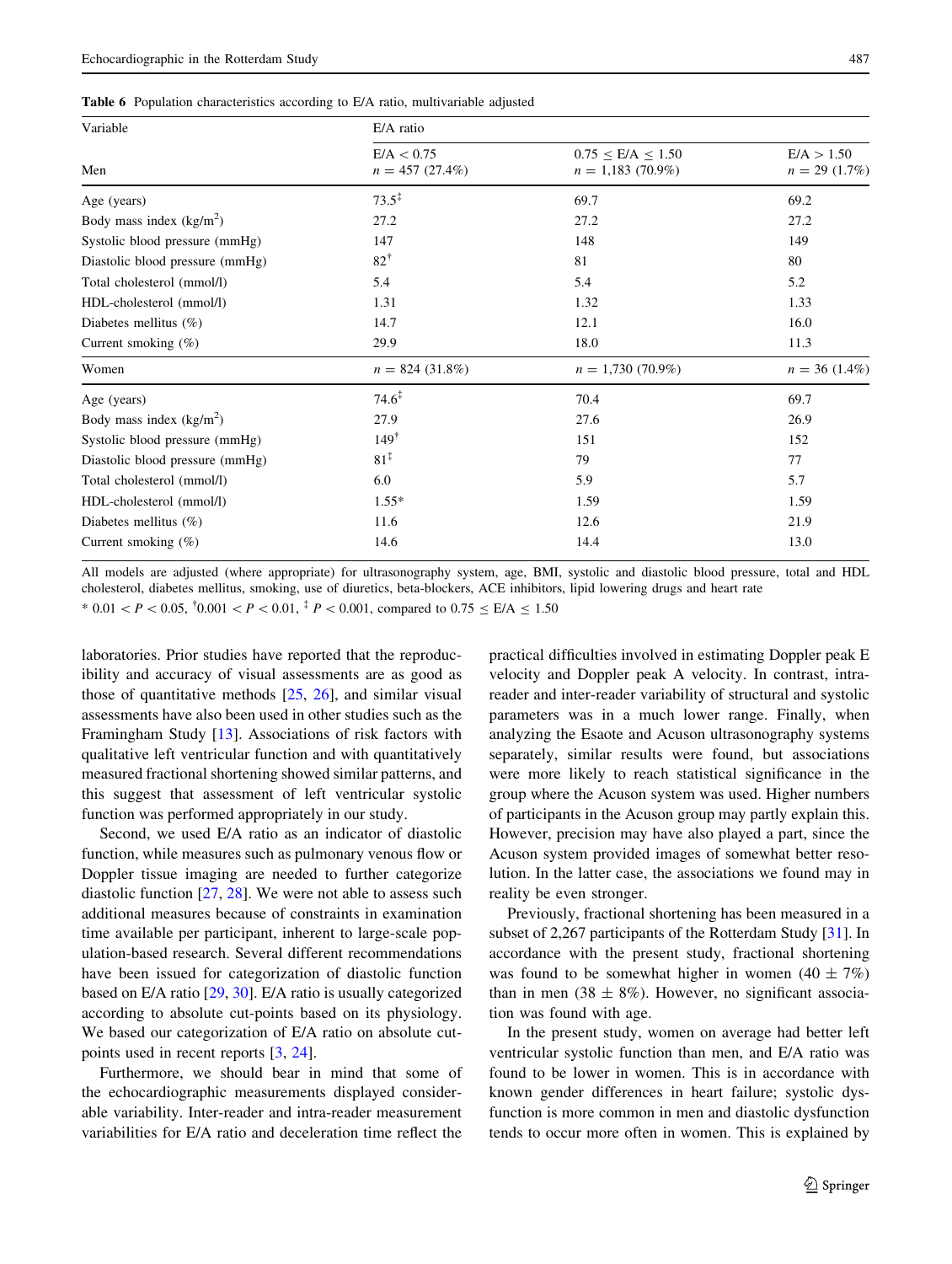**Table 6** Population characteristics according to E/A ratio, multivariable adjusted

| Variable | E/A ratio | | |
|---|---|---|---|
| Men | E/A < 0.75<br>$n = 457$ (27.4%) | $0.75 \leq$ E/A $\leq 1.50$<br>$n = 1{,}183$ (70.9%) | E/A > 1.50<br>$n = 29$ (1.7%) |
| Age (years) | 73.5[‡] | 69.7 | 69.2 |
| Body mass index (kg/m$^2$) | 27.2 | 27.2 | 27.2 |
| Systolic blood pressure (mmHg) | 147 | 148 | 149 |
| Diastolic blood pressure (mmHg) | 82[†] | 81 | 80 |
| Total cholesterol (mmol/l) | 5.4 | 5.4 | 5.2 |
| HDL-cholesterol (mmol/l) | 1.31 | 1.32 | 1.33 |
| Diabetes mellitus (%) | 14.7 | 12.1 | 16.0 |
| Current smoking (%) | 29.9 | 18.0 | 11.3 |
| Women | $n = 824$ (31.8%) | $n = 1{,}730$ (70.9%) | $n = 36$ (1.4%) |
| Age (years) | 74.6[‡] | 70.4 | 69.7 |
| Body mass index (kg/m$^2$) | 27.9 | 27.6 | 26.9 |
| Systolic blood pressure (mmHg) | 149[†] | 151 | 152 |
| Diastolic blood pressure (mmHg) | 81[‡] | 79 | 77 |
| Total cholesterol (mmol/l) | 6.0 | 5.9 | 5.7 |
| HDL-cholesterol (mmol/l) | 1.55* | 1.59 | 1.59 |
| Diabetes mellitus (%) | 11.6 | 12.6 | 21.9 |
| Current smoking (%) | 14.6 | 14.4 | 13.0 |

All models are adjusted (where appropriate) for ultrasonography system, age, BMI, systolic and diastolic blood pressure, total and HDL cholesterol, diabetes mellitus, smoking, use of diuretics, beta-blockers, ACE inhibitors, lipid lowering drugs and heart rate

* $0.01 < P < 0.05$, † $0.001 < P < 0.01$, ‡ $P < 0.001$, compared to $0.75 \leq$ E/A $\leq 1.50$

laboratories. Prior studies have reported that the reproducibility and accuracy of visual assessments are as good as those of quantitative methods [25, 26], and similar visual assessments have also been used in other studies such as the Framingham Study [13]. Associations of risk factors with qualitative left ventricular function and with quantitatively measured fractional shortening showed similar patterns, and this suggest that assessment of left ventricular systolic function was performed appropriately in our study.

Second, we used E/A ratio as an indicator of diastolic function, while measures such as pulmonary venous flow or Doppler tissue imaging are needed to further categorize diastolic function [27, 28]. We were not able to assess such additional measures because of constraints in examination time available per participant, inherent to large-scale population-based research. Several different recommendations have been issued for categorization of diastolic function based on E/A ratio [29, 30]. E/A ratio is usually categorized according to absolute cut-points based on its physiology. We based our categorization of E/A ratio on absolute cut-points used in recent reports [3, 24].

Furthermore, we should bear in mind that some of the echocardiographic measurements displayed considerable variability. Inter-reader and intra-reader measurement variabilities for E/A ratio and deceleration time reflect the practical difficulties involved in estimating Doppler peak E velocity and Doppler peak A velocity. In contrast, intra-reader and inter-reader variability of structural and systolic parameters was in a much lower range. Finally, when analyzing the Esaote and Acuson ultrasonography systems separately, similar results were found, but associations were more likely to reach statistical significance in the group where the Acuson system was used. Higher numbers of participants in the Acuson group may partly explain this. However, precision may have also played a part, since the Acuson system provided images of somewhat better resolution. In the latter case, the associations we found may in reality be even stronger.

Previously, fractional shortening has been measured in a subset of 2,267 participants of the Rotterdam Study [31]. In accordance with the present study, fractional shortening was found to be somewhat higher in women ($40 \pm 7\%$) than in men ($38 \pm 8\%$). However, no significant association was found with age.

In the present study, women on average had better left ventricular systolic function than men, and E/A ratio was found to be lower in women. This is in accordance with known gender differences in heart failure; systolic dysfunction is more common in men and diastolic dysfunction tends to occur more often in women. This is explained by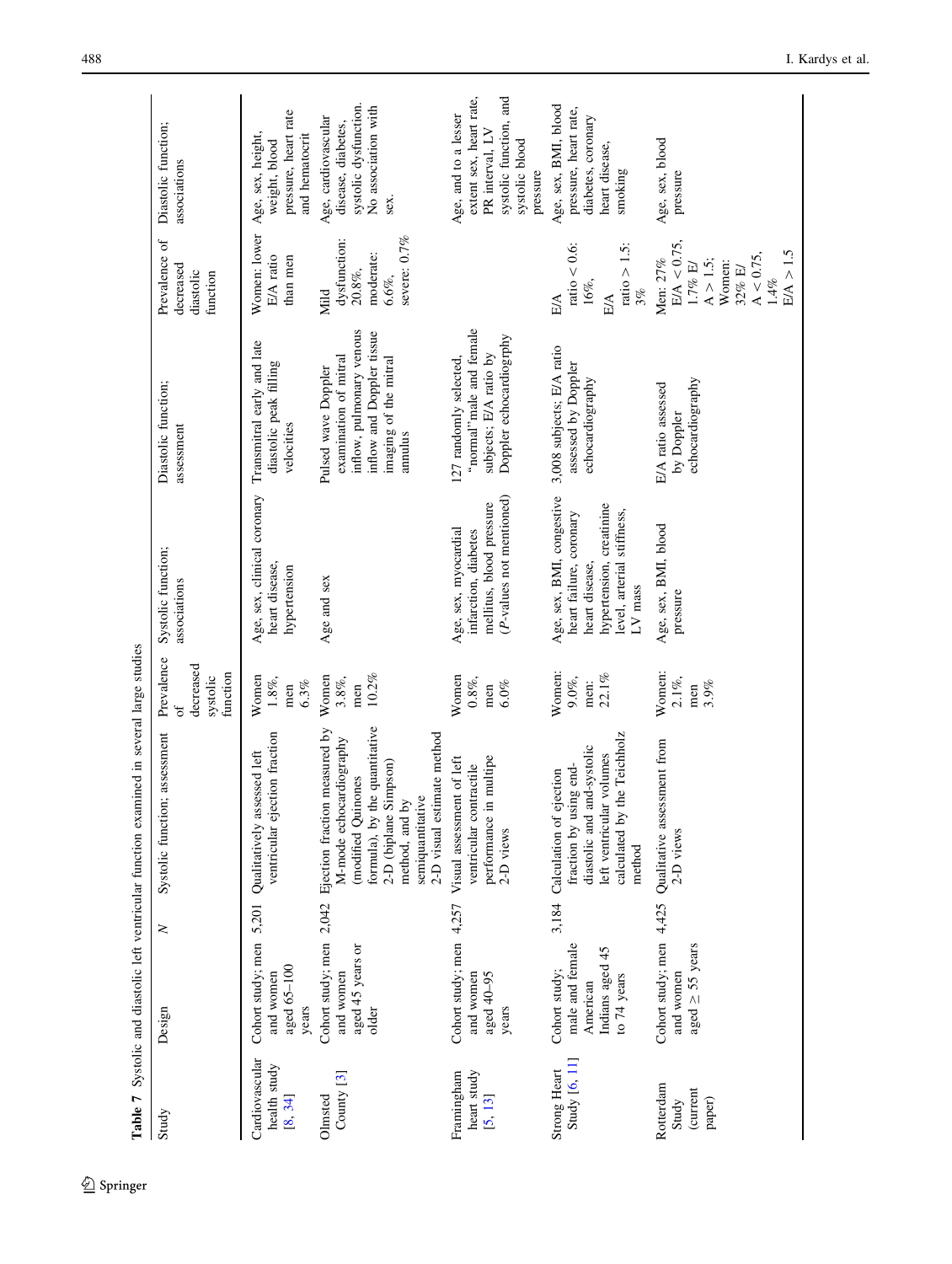**Table 7** Systolic and diastolic left ventricular function examined in several large studies

| Study | Design | N | Systolic function; assessment | Prevalence of decreased systolic function | Systolic function; associations | Diastolic function; assessment | Prevalence of decreased diastolic function | Diastolic function; associations |
|---|---|---|---|---|---|---|---|---|
| Cardiovascular health study [8, 34] | Cohort study; men and women aged 65–100 years | 5,201 | Qualitatively assessed left ventricular ejection fraction | Women 1.8%, men 6.3% | Age, sex, clinical coronary heart disease, hypertension | Transmitral early and late diastolic peak filling velocities | Women: lower E/A ratio than men | Age, sex, height, weight, blood pressure, heart rate and hematocrit |
| Olmsted County [3] | Cohort study; men and women aged 45 years or older | 2,042 | Ejection fraction measured by M-mode echocardiography (modified Quinones formula), by the quantitative 2-D (biplane Simpson) method, and by semiquantitative 2-D visual estimate method | Women 3.8%, men 10.2% | Age and sex | Pulsed wave Doppler examination of mitral inflow, pulmonary venous inflow and Doppler tissue imaging of the mitral annulus | Mild dysfunction: 20.8%, moderate: 6.6%, severe: 0.7% | Age, cardiovascular disease, diabetes, systolic dysfunction. No association with sex. |
| Framingham heart study [5, 13] | Cohort study; men and women aged 40–95 years | 4,257 | Visual assessment of left ventricular contractile performance in multipe 2-D views | Women 0.8%, men 6.0% | Age, sex, myocardial infarction, diabetes mellitus, blood pressure (*P*-values not mentioned) | 127 randomly selected, "normal" male and female subjects; E/A ratio by Doppler echocardiogrphy | | Age, and to a lesser extent sex, heart rate, PR interval, LV systolic function, and systolic blood pressure |
| Strong Heart Study [6, 11] | Cohort study; male and female American Indians aged 45 to 74 years | 3,184 | Calculation of ejection fraction by using end-diastolic and and-systolic left ventricular volumes calculated by the Teichholz method | Women: 9.0%, men: 22.1% | Age, sex, BMI, congestive heart failure, coronary heart disease, hypertension, creatinine level, arterial stiffness, LV mass | 3,008 subjects; E/A ratio assessed by Doppler echocardiography | E/A ratio < 0.6: 16%, E/A ratio > 1.5: 3% | Age, sex, BMI, blood pressure, heart rate, diabetes, coronary heart disease, smoking |
| Rotterdam Study (current paper) | Cohort study; men and women aged ≥ 55 years | 4,425 | Qualitative assessment from 2-D views | Women: 2.1%, men 3.9% | Age, sex, BMI, blood pressure | E/A ratio assessed by Doppler echocardiography | Men: 27% E/A < 0.75, 1.7% E/A > 1.5; Women: 32% E/A < 0.75, 1.4% E/A > 1.5 | Age, sex, blood pressure |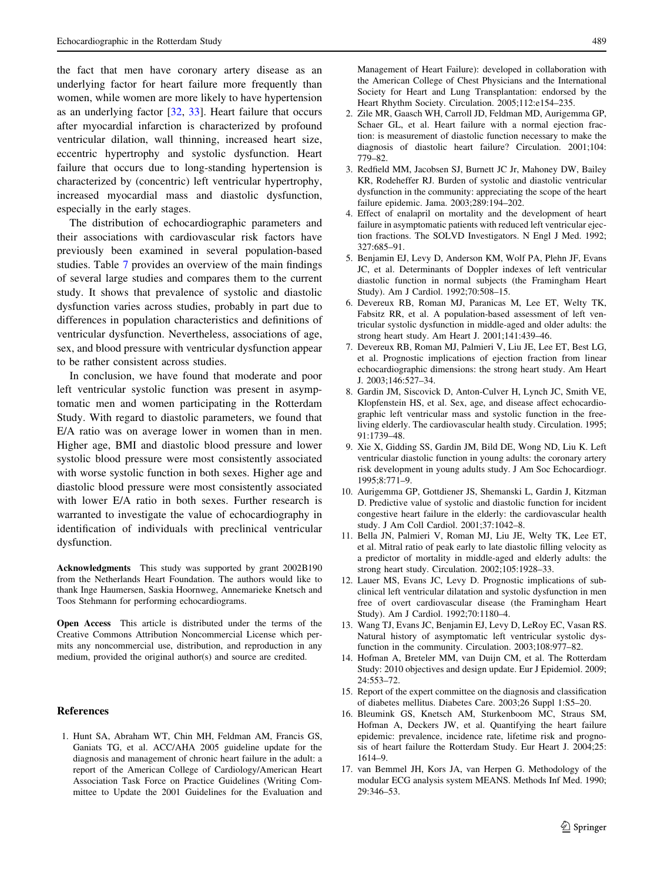the fact that men have coronary artery disease as an underlying factor for heart failure more frequently than women, while women are more likely to have hypertension as an underlying factor [32, 33]. Heart failure that occurs after myocardial infarction is characterized by profound ventricular dilation, wall thinning, increased heart size, eccentric hypertrophy and systolic dysfunction. Heart failure that occurs due to long-standing hypertension is characterized by (concentric) left ventricular hypertrophy, increased myocardial mass and diastolic dysfunction, especially in the early stages.

The distribution of echocardiographic parameters and their associations with cardiovascular risk factors have previously been examined in several population-based studies. Table 7 provides an overview of the main findings of several large studies and compares them to the current study. It shows that prevalence of systolic and diastolic dysfunction varies across studies, probably in part due to differences in population characteristics and definitions of ventricular dysfunction. Nevertheless, associations of age, sex, and blood pressure with ventricular dysfunction appear to be rather consistent across studies.

In conclusion, we have found that moderate and poor left ventricular systolic function was present in asymptomatic men and women participating in the Rotterdam Study. With regard to diastolic parameters, we found that E/A ratio was on average lower in women than in men. Higher age, BMI and diastolic blood pressure and lower systolic blood pressure were most consistently associated with worse systolic function in both sexes. Higher age and diastolic blood pressure were most consistently associated with lower E/A ratio in both sexes. Further research is warranted to investigate the value of echocardiography in identification of individuals with preclinical ventricular dysfunction.

**Acknowledgments** This study was supported by grant 2002B190 from the Netherlands Heart Foundation. The authors would like to thank Inge Haumersen, Saskia Hoornweg, Annemarieke Knetsch and Toos Stehmann for performing echocardiograms.

**Open Access** This article is distributed under the terms of the Creative Commons Attribution Noncommercial License which permits any noncommercial use, distribution, and reproduction in any medium, provided the original author(s) and source are credited.

## References

1. Hunt SA, Abraham WT, Chin MH, Feldman AM, Francis GS, Ganiats TG, et al. ACC/AHA 2005 guideline update for the diagnosis and management of chronic heart failure in the adult: a report of the American College of Cardiology/American Heart Association Task Force on Practice Guidelines (Writing Committee to Update the 2001 Guidelines for the Evaluation and Management of Heart Failure): developed in collaboration with the American College of Chest Physicians and the International Society for Heart and Lung Transplantation: endorsed by the Heart Rhythm Society. Circulation. 2005;112:e154–235.
2. Zile MR, Gaasch WH, Carroll JD, Feldman MD, Aurigemma GP, Schaer GL, et al. Heart failure with a normal ejection fraction: is measurement of diastolic function necessary to make the diagnosis of diastolic heart failure? Circulation. 2001;104:779–82.
3. Redfield MM, Jacobsen SJ, Burnett JC Jr, Mahoney DW, Bailey KR, Rodeheffer RJ. Burden of systolic and diastolic ventricular dysfunction in the community: appreciating the scope of the heart failure epidemic. Jama. 2003;289:194–202.
4. Effect of enalapril on mortality and the development of heart failure in asymptomatic patients with reduced left ventricular ejection fractions. The SOLVD Investigators. N Engl J Med. 1992;327:685–91.
5. Benjamin EJ, Levy D, Anderson KM, Wolf PA, Plehn JF, Evans JC, et al. Determinants of Doppler indexes of left ventricular diastolic function in normal subjects (the Framingham Heart Study). Am J Cardiol. 1992;70:508–15.
6. Devereux RB, Roman MJ, Paranicas M, Lee ET, Welty TK, Fabsitz RR, et al. A population-based assessment of left ventricular systolic dysfunction in middle-aged and older adults: the strong heart study. Am Heart J. 2001;141:439–46.
7. Devereux RB, Roman MJ, Palmieri V, Liu JE, Lee ET, Best LG, et al. Prognostic implications of ejection fraction from linear echocardiographic dimensions: the strong heart study. Am Heart J. 2003;146:527–34.
8. Gardin JM, Siscovick D, Anton-Culver H, Lynch JC, Smith VE, Klopfenstein HS, et al. Sex, age, and disease affect echocardiographic left ventricular mass and systolic function in the free-living elderly. The cardiovascular health study. Circulation. 1995;91:1739–48.
9. Xie X, Gidding SS, Gardin JM, Bild DE, Wong ND, Liu K. Left ventricular diastolic function in young adults: the coronary artery risk development in young adults study. J Am Soc Echocardiogr. 1995;8:771–9.
10. Aurigemma GP, Gottdiener JS, Shemanski L, Gardin J, Kitzman D. Predictive value of systolic and diastolic function for incident congestive heart failure in the elderly: the cardiovascular health study. J Am Coll Cardiol. 2001;37:1042–8.
11. Bella JN, Palmieri V, Roman MJ, Liu JE, Welty TK, Lee ET, et al. Mitral ratio of peak early to late diastolic filling velocity as a predictor of mortality in middle-aged and elderly adults: the strong heart study. Circulation. 2002;105:1928–33.
12. Lauer MS, Evans JC, Levy D. Prognostic implications of subclinical left ventricular dilatation and systolic dysfunction in men free of overt cardiovascular disease (the Framingham Heart Study). Am J Cardiol. 1992;70:1180–4.
13. Wang TJ, Evans JC, Benjamin EJ, Levy D, LeRoy EC, Vasan RS. Natural history of asymptomatic left ventricular systolic dysfunction in the community. Circulation. 2003;108:977–82.
14. Hofman A, Breteler MM, van Duijn CM, et al. The Rotterdam Study: 2010 objectives and design update. Eur J Epidemiol. 2009;24:553–72.
15. Report of the expert committee on the diagnosis and classification of diabetes mellitus. Diabetes Care. 2003;26 Suppl 1:S5–20.
16. Bleumink GS, Knetsch AM, Sturkenboom MC, Straus SM, Hofman A, Deckers JW, et al. Quantifying the heart failure epidemic: prevalence, incidence rate, lifetime risk and prognosis of heart failure the Rotterdam Study. Eur Heart J. 2004;25:1614–9.
17. van Bemmel JH, Kors JA, van Herpen G. Methodology of the modular ECG analysis system MEANS. Methods Inf Med. 1990;29:346–53.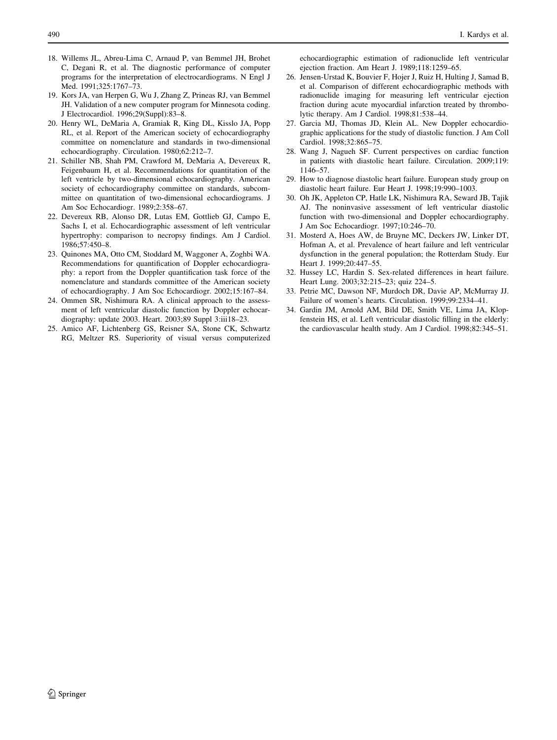18. Willems JL, Abreu-Lima C, Arnaud P, van Bemmel JH, Brohet C, Degani R, et al. The diagnostic performance of computer programs for the interpretation of electrocardiograms. N Engl J Med. 1991;325:1767–73.
19. Kors JA, van Herpen G, Wu J, Zhang Z, Prineas RJ, van Bemmel JH. Validation of a new computer program for Minnesota coding. J Electrocardiol. 1996;29(Suppl):83–8.
20. Henry WL, DeMaria A, Gramiak R, King DL, Kisslo JA, Popp RL, et al. Report of the American society of echocardiography committee on nomenclature and standards in two-dimensional echocardiography. Circulation. 1980;62:212–7.
21. Schiller NB, Shah PM, Crawford M, DeMaria A, Devereux R, Feigenbaum H, et al. Recommendations for quantitation of the left ventricle by two-dimensional echocardiography. American society of echocardiography committee on standards, subcommittee on quantitation of two-dimensional echocardiograms. J Am Soc Echocardiogr. 1989;2:358–67.
22. Devereux RB, Alonso DR, Lutas EM, Gottlieb GJ, Campo E, Sachs I, et al. Echocardiographic assessment of left ventricular hypertrophy: comparison to necropsy findings. Am J Cardiol. 1986;57:450–8.
23. Quinones MA, Otto CM, Stoddard M, Waggoner A, Zoghbi WA. Recommendations for quantification of Doppler echocardiography: a report from the Doppler quantification task force of the nomenclature and standards committee of the American society of echocardiography. J Am Soc Echocardiogr. 2002;15:167–84.
24. Ommen SR, Nishimura RA. A clinical approach to the assessment of left ventricular diastolic function by Doppler echocardiography: update 2003. Heart. 2003;89 Suppl 3:iii18–23.
25. Amico AF, Lichtenberg GS, Reisner SA, Stone CK, Schwartz RG, Meltzer RS. Superiority of visual versus computerized echocardiographic estimation of radionuclide left ventricular ejection fraction. Am Heart J. 1989;118:1259–65.
26. Jensen-Urstad K, Bouvier F, Hojer J, Ruiz H, Hulting J, Samad B, et al. Comparison of different echocardiographic methods with radionuclide imaging for measuring left ventricular ejection fraction during acute myocardial infarction treated by thrombolytic therapy. Am J Cardiol. 1998;81:538–44.
27. Garcia MJ, Thomas JD, Klein AL. New Doppler echocardiographic applications for the study of diastolic function. J Am Coll Cardiol. 1998;32:865–75.
28. Wang J, Nagueh SF. Current perspectives on cardiac function in patients with diastolic heart failure. Circulation. 2009;119: 1146–57.
29. How to diagnose diastolic heart failure. European study group on diastolic heart failure. Eur Heart J. 1998;19:990–1003.
30. Oh JK, Appleton CP, Hatle LK, Nishimura RA, Seward JB, Tajik AJ. The noninvasive assessment of left ventricular diastolic function with two-dimensional and Doppler echocardiography. J Am Soc Echocardiogr. 1997;10:246–70.
31. Mosterd A, Hoes AW, de Bruyne MC, Deckers JW, Linker DT, Hofman A, et al. Prevalence of heart failure and left ventricular dysfunction in the general population; the Rotterdam Study. Eur Heart J. 1999;20:447–55.
32. Hussey LC, Hardin S. Sex-related differences in heart failure. Heart Lung. 2003;32:215–23; quiz 224–5.
33. Petrie MC, Dawson NF, Murdoch DR, Davie AP, McMurray JJ. Failure of women's hearts. Circulation. 1999;99:2334–41.
34. Gardin JM, Arnold AM, Bild DE, Smith VE, Lima JA, Klopfenstein HS, et al. Left ventricular diastolic filling in the elderly: the cardiovascular health study. Am J Cardiol. 1998;82:345–51.